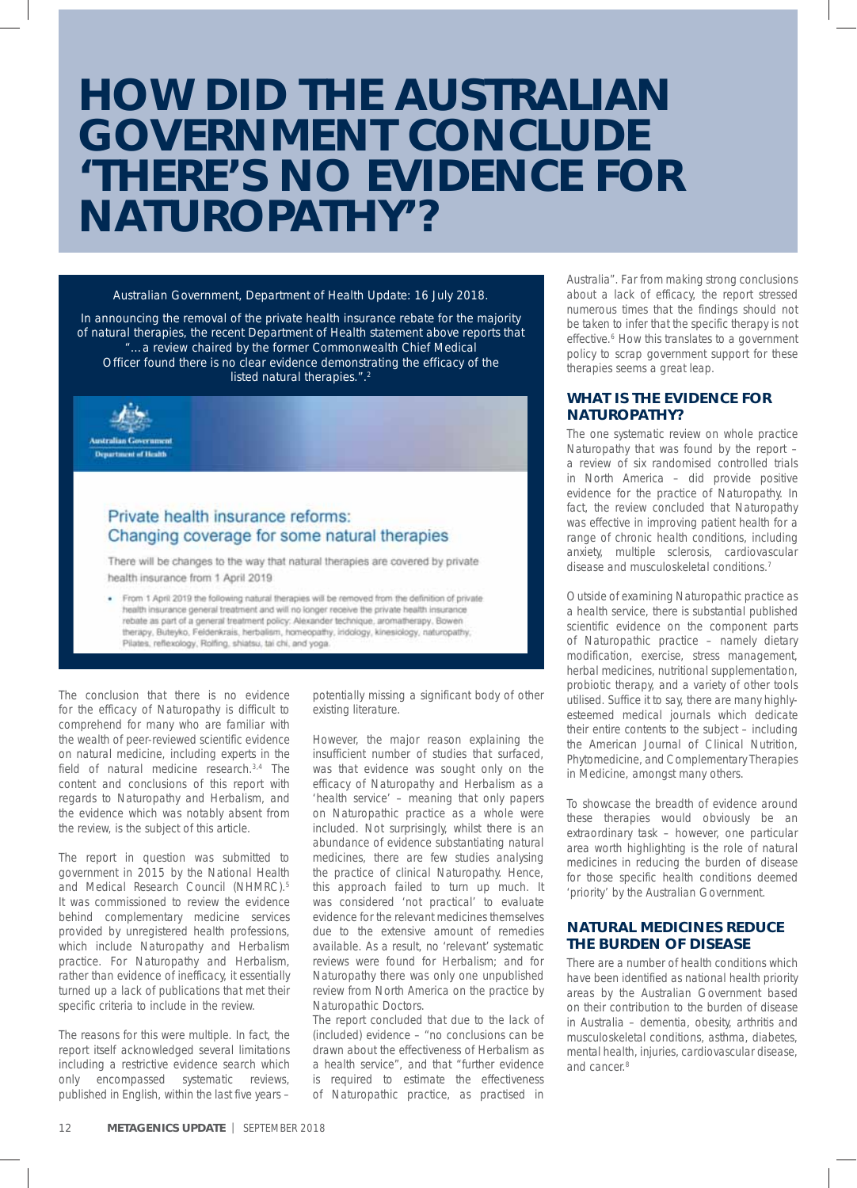# HOW DID THE AUSTRALIAN GOVERNMENT CONCLUDE 'THERE'S NO EVIDENCE FOR NATUROPATHY'?

Australian Government, Department of Health Update: 16 July 2018.

In announcing the removal of the private health insurance rebate for the majority of natural therapies, the recent Department of Health statement above reports that "…a review chaired by the former Commonwealth Chief Medical Officer found there is no clear evidence demonstrating the efficacy of the listed natural therapies.".[2]

Australian Government
Department of Health

**Private health insurance reforms: Changing coverage for some natural therapies**

There will be changes to the way that natural therapies are covered by private health insurance from 1 April 2019

- From 1 April 2019 the following natural therapies will be removed from the definition of private health insurance general treatment and will no longer receive the private health insurance rebate as part of a general treatment policy: Alexander technique, aromatherapy, Bowen therapy, Buteyko, Feldenkrais, herbalism, homeopathy, iridology, kinesiology, naturopathy, Pilates, reflexology, Rolfing, shiatsu, tai chi, and yoga.

The conclusion that there is no evidence for the efficacy of Naturopathy is difficult to comprehend for many who are familiar with the wealth of peer-reviewed scientific evidence on natural medicine, including experts in the field of natural medicine research.[3,4] The content and conclusions of this report with regards to Naturopathy and Herbalism, and the evidence which was notably absent from the review, is the subject of this article.

The report in question was submitted to government in 2015 by the National Health and Medical Research Council (NHMRC).[5] It was commissioned to review the evidence behind complementary medicine services provided by unregistered health professions, which include Naturopathy and Herbalism practice. For Naturopathy and Herbalism, rather than evidence of inefficacy, it essentially turned up a lack of publications that met their specific criteria to include in the review.

The reasons for this were multiple. In fact, the report itself acknowledged several limitations including a restrictive evidence search which only encompassed systematic reviews, published in English, within the last five years – potentially missing a significant body of other existing literature.

However, the major reason explaining the insufficient number of studies that surfaced, was that evidence was sought only on the efficacy of Naturopathy and Herbalism as a 'health service' – meaning that only papers on Naturopathic practice as a whole were included. Not surprisingly, whilst there is an abundance of evidence substantiating natural medicines, there are few studies analysing the practice of clinical Naturopathy. Hence, this approach failed to turn up much. It was considered 'not practical' to evaluate evidence for the relevant medicines themselves due to the extensive amount of remedies available. As a result, no 'relevant' systematic reviews were found for Herbalism; and for Naturopathy there was only one unpublished review from North America on the practice by Naturopathic Doctors.

The report concluded that due to the lack of (included) evidence – "no conclusions can be drawn about the effectiveness of Herbalism as a health service", and that "further evidence is required to estimate the effectiveness of Naturopathic practice, as practised in Australia". Far from making strong conclusions about a lack of efficacy, the report stressed numerous times that the findings should not be taken to infer that the specific therapy is not effective.[6] How this translates to a government policy to scrap government support for these therapies seems a great leap.

## WHAT IS THE EVIDENCE FOR NATUROPATHY?

The one systematic review on whole practice Naturopathy that was found by the report – a review of six randomised controlled trials in North America – did provide positive evidence for the practice of Naturopathy. In fact, the review concluded that Naturopathy was effective in improving patient health for a range of chronic health conditions, including anxiety, multiple sclerosis, cardiovascular disease and musculoskeletal conditions.[7]

Outside of examining Naturopathic practice as a health service, there is substantial published scientific evidence on the component parts of Naturopathic practice – namely dietary modification, exercise, stress management, herbal medicines, nutritional supplementation, probiotic therapy, and a variety of other tools utilised. Suffice it to say, there are many highly-esteemed medical journals which dedicate their entire contents to the subject – including the American Journal of Clinical Nutrition, Phytomedicine, and Complementary Therapies in Medicine, amongst many others.

To showcase the breadth of evidence around these therapies would obviously be an extraordinary task – however, one particular area worth highlighting is the role of natural medicines in reducing the burden of disease for those specific health conditions deemed 'priority' by the Australian Government.

## NATURAL MEDICINES REDUCE THE BURDEN OF DISEASE

There are a number of health conditions which have been identified as national health priority areas by the Australian Government based on their contribution to the burden of disease in Australia – dementia, obesity, arthritis and musculoskeletal conditions, asthma, diabetes, mental health, injuries, cardiovascular disease, and cancer.[8]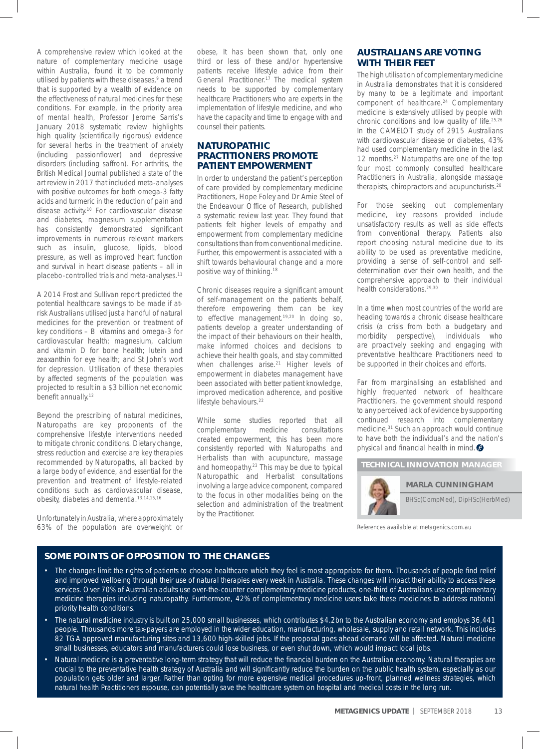A comprehensive review which looked at the nature of complementary medicine usage within Australia, found it to be commonly utilised by patients with these diseases,[9] a trend that is supported by a wealth of evidence on the effectiveness of natural medicines for these conditions. For example, in the priority area of mental health, Professor Jerome Sarris's January 2018 systematic review highlights high quality (scientifically rigorous) evidence for several herbs in the treatment of anxiety (including passionflower) and depressive disorders (including saffron). For arthritis, the British Medical Journal published a state of the art review in 2017 that included meta-analyses with positive outcomes for both omega-3 fatty acids and turmeric in the reduction of pain and disease activity.[10] For cardiovascular disease and diabetes, magnesium supplementation has consistently demonstrated significant improvements in numerous relevant markers such as insulin, glucose, lipids, blood pressure, as well as improved heart function and survival in heart disease patients – all in placebo-controlled trials and meta-analyses.[11]

A 2014 Frost and Sullivan report predicted the potential healthcare savings to be made if at-risk Australians utilised just a handful of natural medicines for the prevention or treatment of key conditions – B vitamins and omega-3 for cardiovascular health; magnesium, calcium and vitamin D for bone health; lutein and zeaxanthin for eye health; and St John's wort for depression. Utilisation of these therapies by affected segments of the population was projected to result in a $3 billion net economic benefit annually.[12]

Beyond the prescribing of natural medicines, Naturopaths are key proponents of the comprehensive lifestyle interventions needed to mitigate chronic conditions. Dietary change, stress reduction and exercise are key therapies recommended by Naturopaths, all backed by a large body of evidence, and essential for the prevention and treatment of lifestyle-related conditions such as cardiovascular disease, obesity, diabetes and dementia.[13,14,15,16]

Unfortunately in Australia, where approximately 63% of the population are overweight or obese, It has been shown that, only one third or less of these and/or hypertensive patients receive lifestyle advice from their General Practitioner.[17] The medical system needs to be supported by complementary healthcare Practitioners who are experts in the implementation of lifestyle medicine, and who have the capacity and time to engage with and counsel their patients.

## NATUROPATHIC PRACTITIONERS PROMOTE PATIENT EMPOWERMENT

In order to understand the patient's perception of care provided by complementary medicine Practitioners, Hope Foley and Dr Amie Steel of the Endeavour Office of Research, published a systematic review last year. They found that patients felt higher levels of empathy and empowerment from complementary medicine consultations than from conventional medicine. Further, this empowerment is associated with a shift towards behavioural change and a more positive way of thinking.[18]

Chronic diseases require a significant amount of self-management on the patients behalf, therefore empowering them can be key to effective management.[19,20] In doing so, patients develop a greater understanding of the impact of their behaviours on their health, make informed choices and decisions to achieve their health goals, and stay committed when challenges arise.[21] Higher levels of empowerment in diabetes management have been associated with better patient knowledge, improved medication adherence, and positive lifestyle behaviours.[22]

While some studies reported that all complementary medicine consultations created empowerment, this has been more consistently reported with Naturopaths and Herbalists than with acupuncture, massage and homeopathy.[23] This may be due to typical Naturopathic and Herbalist consultations involving a large advice component, compared to the focus in other modalities being on the selection and administration of the treatment by the Practitioner.

## AUSTRALIANS ARE VOTING WITH THEIR FEET

The high utilisation of complementary medicine in Australia demonstrates that it is considered by many to be a legitimate and important component of healthcare.[24] Complementary medicine is extensively utilised by people with chronic conditions and low quality of life.[25,26] In the CAMELOT study of 2915 Australians with cardiovascular disease or diabetes, 43% had used complementary medicine in the last 12 months.[27] Naturopaths are one of the top four most commonly consulted healthcare Practitioners in Australia, alongside massage therapists, chiropractors and acupuncturists.[28]

For those seeking out complementary medicine, key reasons provided include unsatisfactory results as well as side effects from conventional therapy. Patients also report choosing natural medicine due to its ability to be used as preventative medicine, providing a sense of self-control and self-determination over their own health, and the comprehensive approach to their individual health considerations.[29,30]

In a time when most countries of the world are heading towards a chronic disease healthcare crisis (a crisis from both a budgetary and morbidity perspective), individuals who are proactively seeking and engaging with preventative healthcare Practitioners need to be supported in their choices and efforts.

Far from marginalising an established and highly frequented network of healthcare Practitioners, the government should respond to any perceived lack of evidence by supporting continued research into complementary medicine.[31] Such an approach would continue to have both the individual's and the nation's physical and financial health in mind.

**TECHNICAL INNOVATION MANAGER**

**MARLA CUNNINGHAM**

BHSc(CompMed), DipHSc(HerbMed)

References available at metagenics.com.au

## SOME POINTS OF OPPOSITION TO THE CHANGES

- The changes limit the rights of patients to choose healthcare which they feel is most appropriate for them. Thousands of people find relief and improved wellbeing through their use of natural therapies every week in Australia. These changes will impact their ability to access these services. Over 70% of Australian adults use over-the-counter complementary medicine products, one-third of Australians use complementary medicine therapies including naturopathy. Furthermore, 42% of complementary medicine users take these medicines to address national priority health conditions.
- The natural medicine industry is built on 25,000 small businesses, which contributes $4.2bn to the Australian economy and employs 36,441 people. Thousands more tax-payers are employed in the wider education, manufacturing, wholesale, supply and retail network. This includes 82 TGA approved manufacturing sites and 13,600 high-skilled jobs. If the proposal goes ahead demand will be affected. Natural medicine small businesses, educators and manufacturers could lose business, or even shut down, which would impact local jobs.
- Natural medicine is a preventative long-term strategy that will reduce the financial burden on the Australian economy. Natural therapies are crucial to the preventative health strategy of Australia and will significantly reduce the burden on the public health system, especially as our population gets older and larger. Rather than opting for more expensive medical procedures up-front, planned wellness strategies, which natural health Practitioners espouse, can potentially save the healthcare system on hospital and medical costs in the long run.